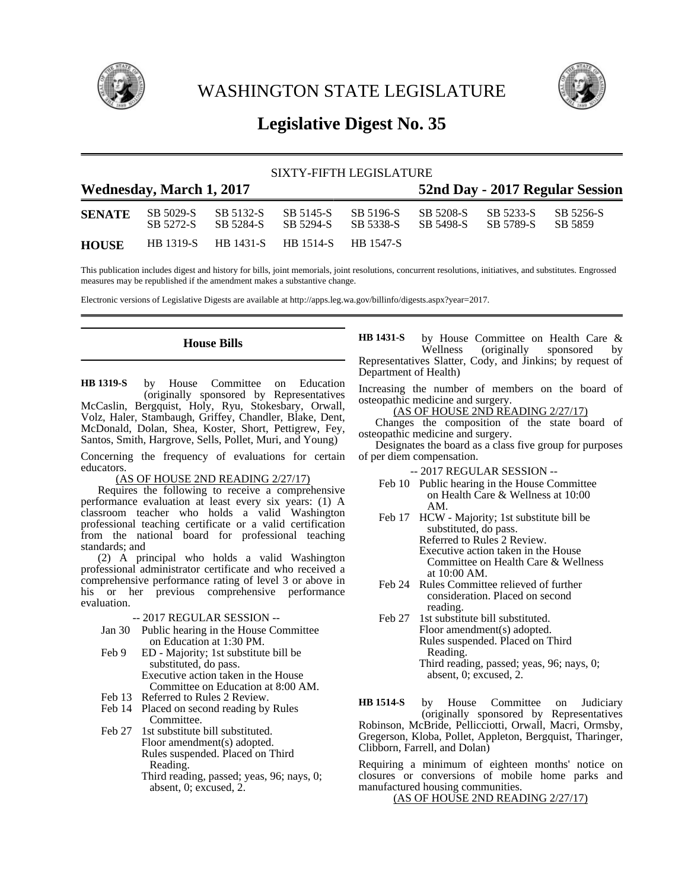# WASHINGTON STATE LEGISLATURE

## Legislative Digest No. 35

SIXTY-FIFTH LEGISLATURE

**Wednesday, March 1, 2017** | **52nd Day - 2017 Regular Session**

| | | | | | | | |
|---|---|---|---|---|---|---|---|
| **SENATE** | SB 5029-S | SB 5132-S | SB 5145-S | SB 5196-S | SB 5208-S | SB 5233-S | SB 5256-S |
| | SB 5272-S | SB 5284-S | SB 5294-S | SB 5338-S | SB 5498-S | SB 5789-S | SB 5859 |
| **HOUSE** | HB 1319-S | HB 1431-S | HB 1514-S | HB 1547-S | | | |

This publication includes digest and history for bills, joint memorials, joint resolutions, concurrent resolutions, initiatives, and substitutes. Engrossed measures may be republished if the amendment makes a substantive change.

Electronic versions of Legislative Digests are available at http://apps.leg.wa.gov/billinfo/digests.aspx?year=2017.

## House Bills

**HB 1319-S** by House Committee on Education (originally sponsored by Representatives McCaslin, Bergquist, Holy, Ryu, Stokesbary, Orwall, Volz, Haler, Stambaugh, Griffey, Chandler, Blake, Dent, McDonald, Dolan, Shea, Koster, Short, Pettigrew, Fey, Santos, Smith, Hargrove, Sells, Pollet, Muri, and Young)

Concerning the frequency of evaluations for certain educators.

(AS OF HOUSE 2ND READING 2/27/17)

Requires the following to receive a comprehensive performance evaluation at least every six years: (1) A classroom teacher who holds a valid Washington professional teaching certificate or a valid certification from the national board for professional teaching standards; and

(2) A principal who holds a valid Washington professional administrator certificate and who received a comprehensive performance rating of level 3 or above in his or her previous comprehensive performance evaluation.

-- 2017 REGULAR SESSION --

- Jan 30 Public hearing in the House Committee on Education at 1:30 PM.
- Feb 9 ED - Majority; 1st substitute bill be substituted, do pass.
  Executive action taken in the House Committee on Education at 8:00 AM.
- Feb 13 Referred to Rules 2 Review.
- Feb 14 Placed on second reading by Rules Committee.
- Feb 27 1st substitute bill substituted.
  Floor amendment(s) adopted.
  Rules suspended. Placed on Third Reading.
  Third reading, passed; yeas, 96; nays, 0; absent, 0; excused, 2.

**HB 1431-S** by House Committee on Health Care & Wellness (originally sponsored by Representatives Slatter, Cody, and Jinkins; by request of Department of Health)

Increasing the number of members on the board of osteopathic medicine and surgery.

(AS OF HOUSE 2ND READING 2/27/17)

Changes the composition of the state board of osteopathic medicine and surgery.

Designates the board as a class five group for purposes of per diem compensation.

-- 2017 REGULAR SESSION --

- Feb 10 Public hearing in the House Committee on Health Care & Wellness at 10:00 AM.
- Feb 17 HCW - Majority; 1st substitute bill be substituted, do pass.
  Referred to Rules 2 Review.
  Executive action taken in the House Committee on Health Care & Wellness at 10:00 AM.
- Feb 24 Rules Committee relieved of further consideration. Placed on second reading.
- Feb 27 1st substitute bill substituted.
  Floor amendment(s) adopted.
  Rules suspended. Placed on Third Reading.
  Third reading, passed; yeas, 96; nays, 0; absent, 0; excused, 2.

**HB 1514-S** by House Committee on Judiciary (originally sponsored by Representatives Robinson, McBride, Pellicciotti, Orwall, Macri, Ormsby, Gregerson, Kloba, Pollet, Appleton, Bergquist, Tharinger, Clibborn, Farrell, and Dolan)

Requiring a minimum of eighteen months' notice on closures or conversions of mobile home parks and manufactured housing communities.

(AS OF HOUSE 2ND READING 2/27/17)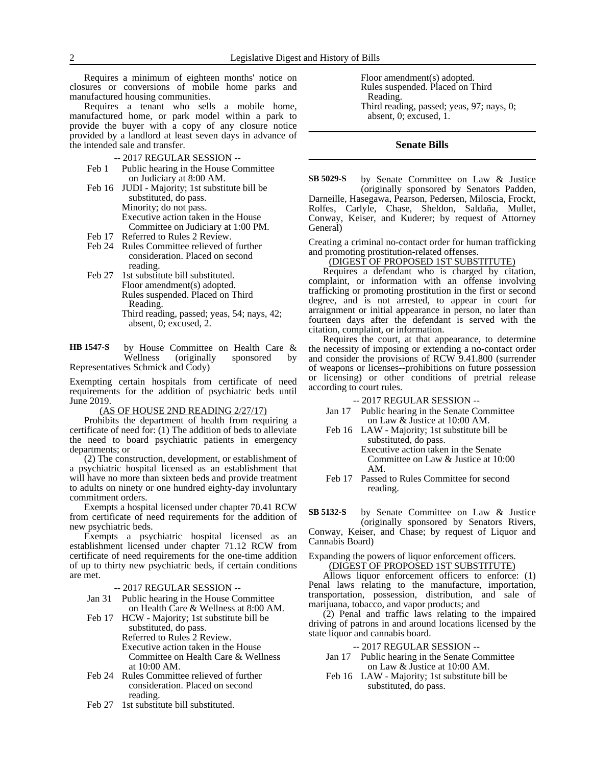Requires a minimum of eighteen months' notice on closures or conversions of mobile home parks and manufactured housing communities.

Requires a tenant who sells a mobile home, manufactured home, or park model within a park to provide the buyer with a copy of any closure notice provided by a landlord at least seven days in advance of the intended sale and transfer.

-- 2017 REGULAR SESSION --

Feb 1 Public hearing in the House Committee on Judiciary at 8:00 AM.

Feb 16 JUDI - Majority; 1st substitute bill be substituted, do pass.
Minority; do not pass.
Executive action taken in the House Committee on Judiciary at 1:00 PM.

Feb 17 Referred to Rules 2 Review.

Feb 24 Rules Committee relieved of further consideration. Placed on second reading.

Feb 27 1st substitute bill substituted.
Floor amendment(s) adopted.
Rules suspended. Placed on Third Reading.
Third reading, passed; yeas, 54; nays, 42; absent, 0; excused, 2.

**HB 1547-S** by House Committee on Health Care & Wellness (originally sponsored by Representatives Schmick and Cody)

Exempting certain hospitals from certificate of need requirements for the addition of psychiatric beds until June 2019.

(AS OF HOUSE 2ND READING 2/27/17)

Prohibits the department of health from requiring a certificate of need for: (1) The addition of beds to alleviate the need to board psychiatric patients in emergency departments; or

(2) The construction, development, or establishment of a psychiatric hospital licensed as an establishment that will have no more than sixteen beds and provide treatment to adults on ninety or one hundred eighty-day involuntary commitment orders.

Exempts a hospital licensed under chapter 70.41 RCW from certificate of need requirements for the addition of new psychiatric beds.

Exempts a psychiatric hospital licensed as an establishment licensed under chapter 71.12 RCW from certificate of need requirements for the one-time addition of up to thirty new psychiatric beds, if certain conditions are met.

-- 2017 REGULAR SESSION --

Jan 31 Public hearing in the House Committee on Health Care & Wellness at 8:00 AM.

Feb 17 HCW - Majority; 1st substitute bill be substituted, do pass.
Referred to Rules 2 Review.
Executive action taken in the House Committee on Health Care & Wellness at 10:00 AM.

Feb 24 Rules Committee relieved of further consideration. Placed on second reading.

Feb 27 1st substitute bill substituted.
Floor amendment(s) adopted.
Rules suspended. Placed on Third Reading.
Third reading, passed; yeas, 97; nays, 0; absent, 0; excused, 1.

## Senate Bills

**SB 5029-S** by Senate Committee on Law & Justice (originally sponsored by Senators Padden, Darneille, Hasegawa, Pearson, Pedersen, Miloscia, Frockt, Rolfes, Carlyle, Chase, Sheldon, Saldaña, Mullet, Conway, Keiser, and Kuderer; by request of Attorney General)

Creating a criminal no-contact order for human trafficking and promoting prostitution-related offenses.

(DIGEST OF PROPOSED 1ST SUBSTITUTE)

Requires a defendant who is charged by citation, complaint, or information with an offense involving trafficking or promoting prostitution in the first or second degree, and is not arrested, to appear in court for arraignment or initial appearance in person, no later than fourteen days after the defendant is served with the citation, complaint, or information.

Requires the court, at that appearance, to determine the necessity of imposing or extending a no-contact order and consider the provisions of RCW 9.41.800 (surrender of weapons or licenses--prohibitions on future possession or licensing) or other conditions of pretrial release according to court rules.

-- 2017 REGULAR SESSION --

Jan 17 Public hearing in the Senate Committee on Law & Justice at 10:00 AM.

Feb 16 LAW - Majority; 1st substitute bill be substituted, do pass.
Executive action taken in the Senate Committee on Law & Justice at 10:00 AM.

Feb 17 Passed to Rules Committee for second reading.

**SB 5132-S** by Senate Committee on Law & Justice (originally sponsored by Senators Rivers, Conway, Keiser, and Chase; by request of Liquor and Cannabis Board)

Expanding the powers of liquor enforcement officers.

(DIGEST OF PROPOSED 1ST SUBSTITUTE)

Allows liquor enforcement officers to enforce: (1) Penal laws relating to the manufacture, importation, transportation, possession, distribution, and sale of marijuana, tobacco, and vapor products; and

(2) Penal and traffic laws relating to the impaired driving of patrons in and around locations licensed by the state liquor and cannabis board.

-- 2017 REGULAR SESSION --

Jan 17 Public hearing in the Senate Committee on Law & Justice at 10:00 AM.

Feb 16 LAW - Majority; 1st substitute bill be substituted, do pass.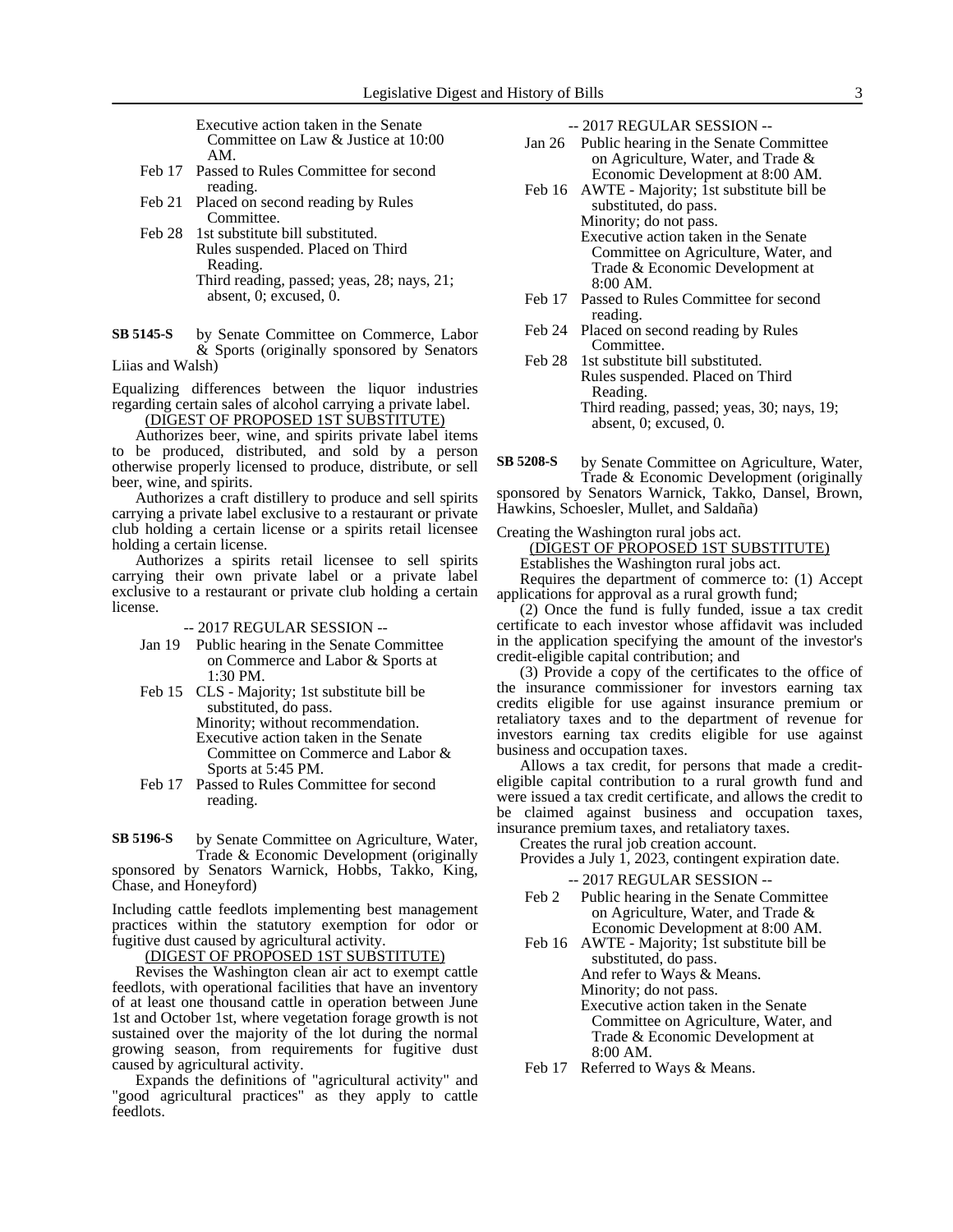Executive action taken in the Senate Committee on Law & Justice at 10:00 AM.

Feb 17 Passed to Rules Committee for second reading.

Feb 21 Placed on second reading by Rules Committee.

Feb 28 1st substitute bill substituted.
Rules suspended. Placed on Third Reading.
Third reading, passed; yeas, 28; nays, 21; absent, 0; excused, 0.

**SB 5145-S** by Senate Committee on Commerce, Labor & Sports (originally sponsored by Senators Liias and Walsh)

Equalizing differences between the liquor industries regarding certain sales of alcohol carrying a private label.

(DIGEST OF PROPOSED 1ST SUBSTITUTE)

Authorizes beer, wine, and spirits private label items to be produced, distributed, and sold by a person otherwise properly licensed to produce, distribute, or sell beer, wine, and spirits.

Authorizes a craft distillery to produce and sell spirits carrying a private label exclusive to a restaurant or private club holding a certain license or a spirits retail licensee holding a certain license.

Authorizes a spirits retail licensee to sell spirits carrying their own private label or a private label exclusive to a restaurant or private club holding a certain license.

-- 2017 REGULAR SESSION --

Jan 19 Public hearing in the Senate Committee on Commerce and Labor & Sports at 1:30 PM.

Feb 15 CLS - Majority; 1st substitute bill be substituted, do pass.
Minority; without recommendation.
Executive action taken in the Senate Committee on Commerce and Labor & Sports at 5:45 PM.

Feb 17 Passed to Rules Committee for second reading.

**SB 5196-S** by Senate Committee on Agriculture, Water, Trade & Economic Development (originally sponsored by Senators Warnick, Hobbs, Takko, King, Chase, and Honeyford)

Including cattle feedlots implementing best management practices within the statutory exemption for odor or fugitive dust caused by agricultural activity.

(DIGEST OF PROPOSED 1ST SUBSTITUTE)

Revises the Washington clean air act to exempt cattle feedlots, with operational facilities that have an inventory of at least one thousand cattle in operation between June 1st and October 1st, where vegetation forage growth is not sustained over the majority of the lot during the normal growing season, from requirements for fugitive dust caused by agricultural activity.

Expands the definitions of "agricultural activity" and "good agricultural practices" as they apply to cattle feedlots.

-- 2017 REGULAR SESSION --

Jan 26 Public hearing in the Senate Committee on Agriculture, Water, and Trade & Economic Development at 8:00 AM.

Feb 16 AWTE - Majority; 1st substitute bill be substituted, do pass.
Minority; do not pass.
Executive action taken in the Senate Committee on Agriculture, Water, and Trade & Economic Development at 8:00 AM.

Feb 17 Passed to Rules Committee for second reading.

Feb 24 Placed on second reading by Rules Committee.

Feb 28 1st substitute bill substituted.
Rules suspended. Placed on Third Reading.
Third reading, passed; yeas, 30; nays, 19; absent, 0; excused, 0.

**SB 5208-S** by Senate Committee on Agriculture, Water, Trade & Economic Development (originally sponsored by Senators Warnick, Takko, Dansel, Brown, Hawkins, Schoesler, Mullet, and Saldaña)

Creating the Washington rural jobs act.

(DIGEST OF PROPOSED 1ST SUBSTITUTE)

Establishes the Washington rural jobs act.

Requires the department of commerce to: (1) Accept applications for approval as a rural growth fund;

(2) Once the fund is fully funded, issue a tax credit certificate to each investor whose affidavit was included in the application specifying the amount of the investor's credit-eligible capital contribution; and

(3) Provide a copy of the certificates to the office of the insurance commissioner for investors earning tax credits eligible for use against insurance premium or retaliatory taxes and to the department of revenue for investors earning tax credits eligible for use against business and occupation taxes.

Allows a tax credit, for persons that made a credit-eligible capital contribution to a rural growth fund and were issued a tax credit certificate, and allows the credit to be claimed against business and occupation taxes, insurance premium taxes, and retaliatory taxes.

Creates the rural job creation account.

Provides a July 1, 2023, contingent expiration date.

-- 2017 REGULAR SESSION --

Feb 2 Public hearing in the Senate Committee on Agriculture, Water, and Trade & Economic Development at 8:00 AM.

Feb 16 AWTE - Majority; 1st substitute bill be substituted, do pass.
And refer to Ways & Means.
Minority; do not pass.
Executive action taken in the Senate Committee on Agriculture, Water, and Trade & Economic Development at 8:00 AM.

Feb 17 Referred to Ways & Means.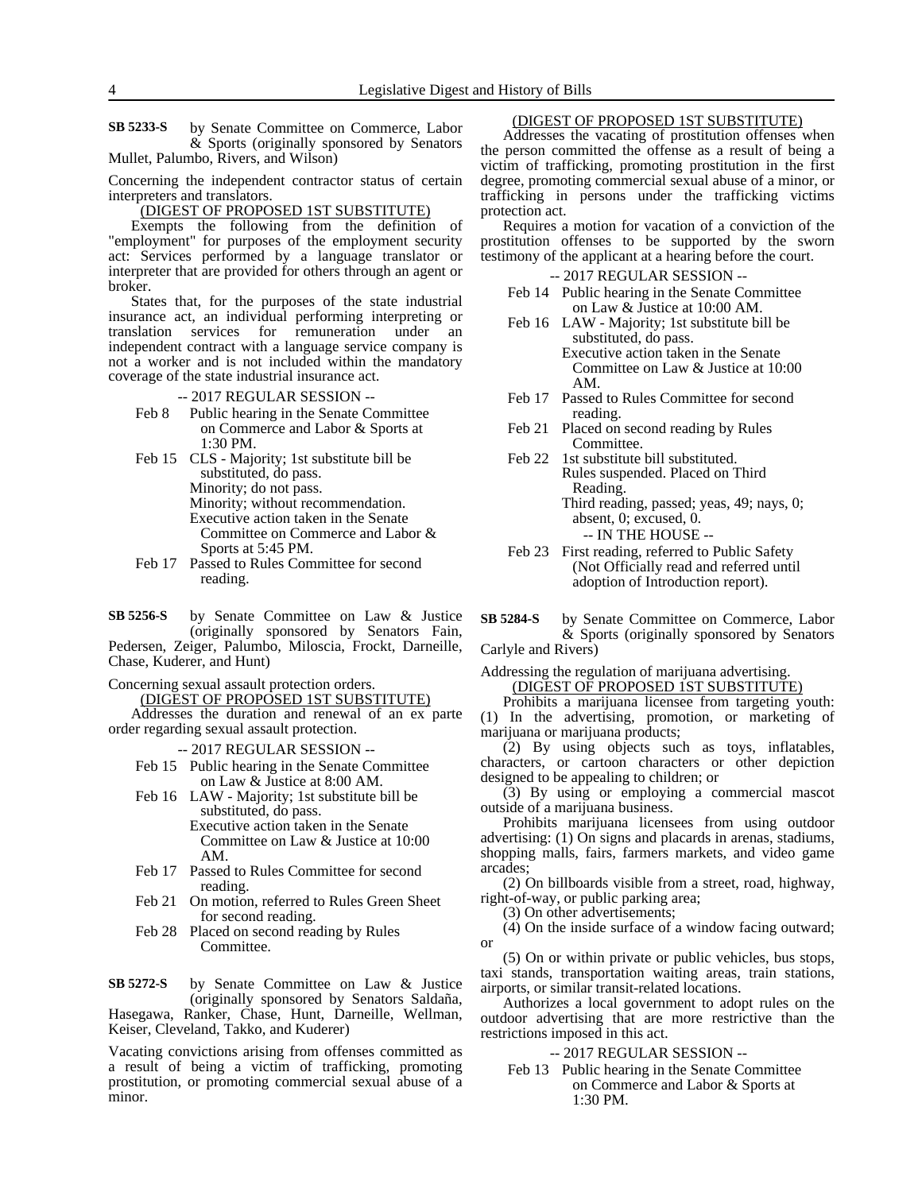**SB 5233-S** by Senate Committee on Commerce, Labor & Sports (originally sponsored by Senators Mullet, Palumbo, Rivers, and Wilson)

Concerning the independent contractor status of certain interpreters and translators.

(DIGEST OF PROPOSED 1ST SUBSTITUTE)

Exempts the following from the definition of "employment" for purposes of the employment security act: Services performed by a language translator or interpreter that are provided for others through an agent or broker.

States that, for the purposes of the state industrial insurance act, an individual performing interpreting or translation services for remuneration under an independent contract with a language service company is not a worker and is not included within the mandatory coverage of the state industrial insurance act.

-- 2017 REGULAR SESSION --

Feb 8 Public hearing in the Senate Committee on Commerce and Labor & Sports at 1:30 PM.

Feb 15 CLS - Majority; 1st substitute bill be substituted, do pass.
Minority; do not pass.
Minority; without recommendation.
Executive action taken in the Senate Committee on Commerce and Labor & Sports at 5:45 PM.

Feb 17 Passed to Rules Committee for second reading.

**SB 5256-S** by Senate Committee on Law & Justice (originally sponsored by Senators Fain, Pedersen, Zeiger, Palumbo, Miloscia, Frockt, Darneille, Chase, Kuderer, and Hunt)

Concerning sexual assault protection orders.

(DIGEST OF PROPOSED 1ST SUBSTITUTE)

Addresses the duration and renewal of an ex parte order regarding sexual assault protection.

-- 2017 REGULAR SESSION --

Feb 15 Public hearing in the Senate Committee on Law & Justice at 8:00 AM.

Feb 16 LAW - Majority; 1st substitute bill be substituted, do pass.
Executive action taken in the Senate Committee on Law & Justice at 10:00 AM.

Feb 17 Passed to Rules Committee for second reading.

Feb 21 On motion, referred to Rules Green Sheet for second reading.

Feb 28 Placed on second reading by Rules Committee.

**SB 5272-S** by Senate Committee on Law & Justice (originally sponsored by Senators Saldaña, Hasegawa, Ranker, Chase, Hunt, Darneille, Wellman, Keiser, Cleveland, Takko, and Kuderer)

Vacating convictions arising from offenses committed as a result of being a victim of trafficking, promoting prostitution, or promoting commercial sexual abuse of a minor.

(DIGEST OF PROPOSED 1ST SUBSTITUTE)

Addresses the vacating of prostitution offenses when the person committed the offense as a result of being a victim of trafficking, promoting prostitution in the first degree, promoting commercial sexual abuse of a minor, or trafficking in persons under the trafficking victims protection act.

Requires a motion for vacation of a conviction of the prostitution offenses to be supported by the sworn testimony of the applicant at a hearing before the court.

-- 2017 REGULAR SESSION --

Feb 14 Public hearing in the Senate Committee on Law & Justice at 10:00 AM.

Feb 16 LAW - Majority; 1st substitute bill be substituted, do pass.
Executive action taken in the Senate Committee on Law & Justice at 10:00 AM.

Feb 17 Passed to Rules Committee for second reading.

Feb 21 Placed on second reading by Rules Committee.

Feb 22 1st substitute bill substituted.
Rules suspended. Placed on Third Reading.
Third reading, passed; yeas, 49; nays, 0; absent, 0; excused, 0.

-- IN THE HOUSE --

Feb 23 First reading, referred to Public Safety (Not Officially read and referred until adoption of Introduction report).

**SB 5284-S** by Senate Committee on Commerce, Labor & Sports (originally sponsored by Senators Carlyle and Rivers)

Addressing the regulation of marijuana advertising.

(DIGEST OF PROPOSED 1ST SUBSTITUTE)

Prohibits a marijuana licensee from targeting youth: (1) In the advertising, promotion, or marketing of marijuana or marijuana products;

(2) By using objects such as toys, inflatables, characters, or cartoon characters or other depiction designed to be appealing to children; or

(3) By using or employing a commercial mascot outside of a marijuana business.

Prohibits marijuana licensees from using outdoor advertising: (1) On signs and placards in arenas, stadiums, shopping malls, fairs, farmers markets, and video game arcades;

(2) On billboards visible from a street, road, highway, right-of-way, or public parking area;

(3) On other advertisements;

(4) On the inside surface of a window facing outward; or

(5) On or within private or public vehicles, bus stops, taxi stands, transportation waiting areas, train stations, airports, or similar transit-related locations.

Authorizes a local government to adopt rules on the outdoor advertising that are more restrictive than the restrictions imposed in this act.

-- 2017 REGULAR SESSION --

Feb 13 Public hearing in the Senate Committee on Commerce and Labor & Sports at 1:30 PM.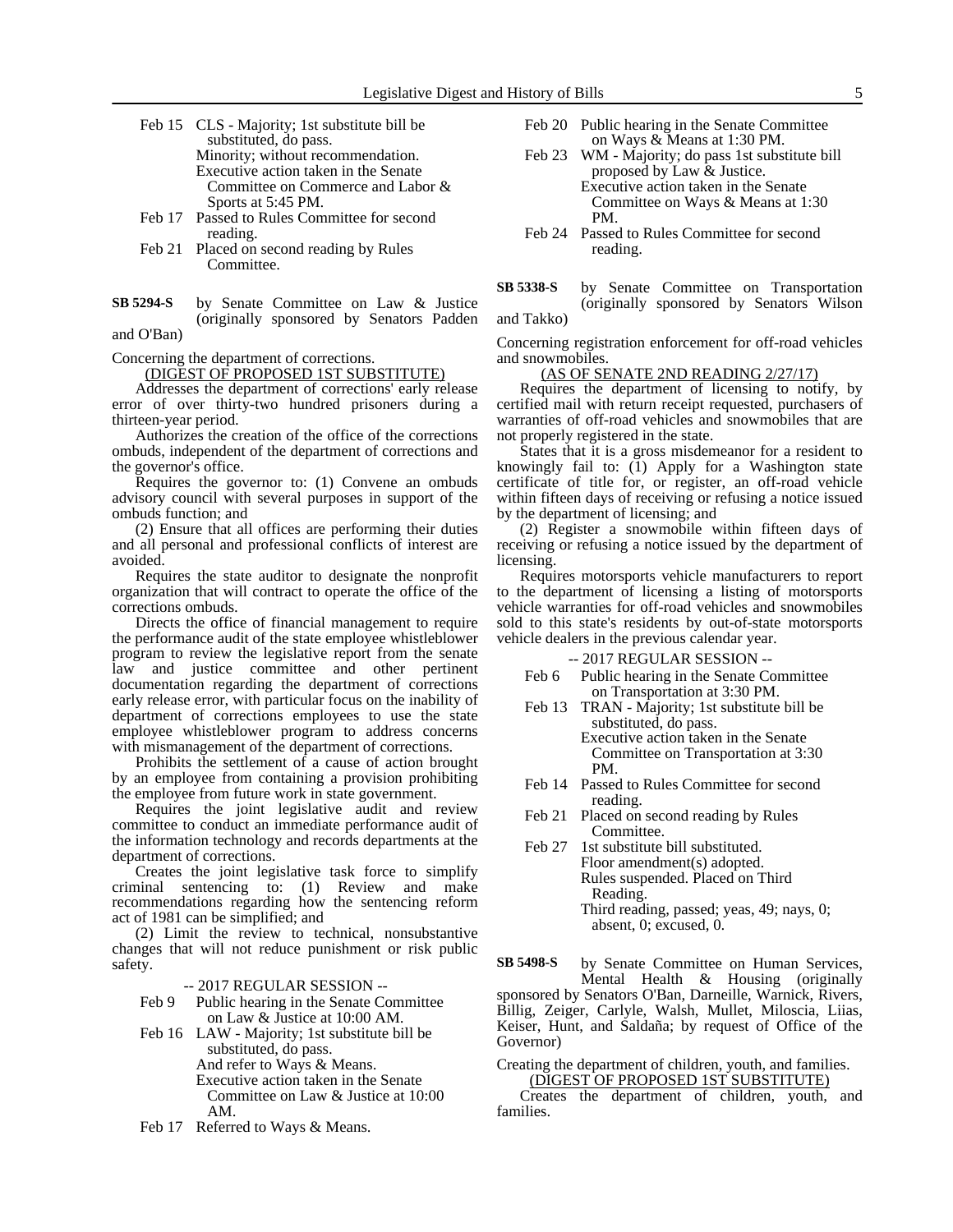Feb 15 CLS - Majority; 1st substitute bill be substituted, do pass.
Minority; without recommendation.
Executive action taken in the Senate Committee on Commerce and Labor & Sports at 5:45 PM.

Feb 17 Passed to Rules Committee for second reading.

Feb 21 Placed on second reading by Rules Committee.

**SB 5294-S** by Senate Committee on Law & Justice (originally sponsored by Senators Padden and O'Ban)

Concerning the department of corrections.

(DIGEST OF PROPOSED 1ST SUBSTITUTE)

Addresses the department of corrections' early release error of over thirty-two hundred prisoners during a thirteen-year period.

Authorizes the creation of the office of the corrections ombuds, independent of the department of corrections and the governor's office.

Requires the governor to: (1) Convene an ombuds advisory council with several purposes in support of the ombuds function; and

(2) Ensure that all offices are performing their duties and all personal and professional conflicts of interest are avoided.

Requires the state auditor to designate the nonprofit organization that will contract to operate the office of the corrections ombuds.

Directs the office of financial management to require the performance audit of the state employee whistleblower program to review the legislative report from the senate law and justice committee and other pertinent documentation regarding the department of corrections early release error, with particular focus on the inability of department of corrections employees to use the state employee whistleblower program to address concerns with mismanagement of the department of corrections.

Prohibits the settlement of a cause of action brought by an employee from containing a provision prohibiting the employee from future work in state government.

Requires the joint legislative audit and review committee to conduct an immediate performance audit of the information technology and records departments at the department of corrections.

Creates the joint legislative task force to simplify criminal sentencing to: (1) Review and make recommendations regarding how the sentencing reform act of 1981 can be simplified; and

(2) Limit the review to technical, nonsubstantive changes that will not reduce punishment or risk public safety.

-- 2017 REGULAR SESSION --

Feb 9 Public hearing in the Senate Committee on Law & Justice at 10:00 AM.

Feb 16 LAW - Majority; 1st substitute bill be substituted, do pass.
And refer to Ways & Means.
Executive action taken in the Senate Committee on Law & Justice at 10:00 AM.

Feb 17 Referred to Ways & Means.

Feb 20 Public hearing in the Senate Committee on Ways & Means at 1:30 PM.

Feb 23 WM - Majority; do pass 1st substitute bill proposed by Law & Justice.
Executive action taken in the Senate Committee on Ways & Means at 1:30 PM.

Feb 24 Passed to Rules Committee for second reading.

**SB 5338-S** by Senate Committee on Transportation (originally sponsored by Senators Wilson and Takko)

Concerning registration enforcement for off-road vehicles and snowmobiles.

(AS OF SENATE 2ND READING 2/27/17)

Requires the department of licensing to notify, by certified mail with return receipt requested, purchasers of warranties of off-road vehicles and snowmobiles that are not properly registered in the state.

States that it is a gross misdemeanor for a resident to knowingly fail to: (1) Apply for a Washington state certificate of title for, or register, an off-road vehicle within fifteen days of receiving or refusing a notice issued by the department of licensing; and

(2) Register a snowmobile within fifteen days of receiving or refusing a notice issued by the department of licensing.

Requires motorsports vehicle manufacturers to report to the department of licensing a listing of motorsports vehicle warranties for off-road vehicles and snowmobiles sold to this state's residents by out-of-state motorsports vehicle dealers in the previous calendar year.

-- 2017 REGULAR SESSION --

Feb 6 Public hearing in the Senate Committee on Transportation at 3:30 PM.

Feb 13 TRAN - Majority; 1st substitute bill be substituted, do pass.
Executive action taken in the Senate Committee on Transportation at 3:30 PM.

Feb 14 Passed to Rules Committee for second reading.

Feb 21 Placed on second reading by Rules Committee.

Feb 27 1st substitute bill substituted.
Floor amendment(s) adopted.
Rules suspended. Placed on Third Reading.
Third reading, passed; yeas, 49; nays, 0; absent, 0; excused, 0.

**SB 5498-S** by Senate Committee on Human Services, Mental Health & Housing (originally sponsored by Senators O'Ban, Darneille, Warnick, Rivers, Billig, Zeiger, Carlyle, Walsh, Mullet, Miloscia, Liias, Keiser, Hunt, and Saldaña; by request of Office of the Governor)

Creating the department of children, youth, and families.

(DIGEST OF PROPOSED 1ST SUBSTITUTE)

Creates the department of children, youth, and families.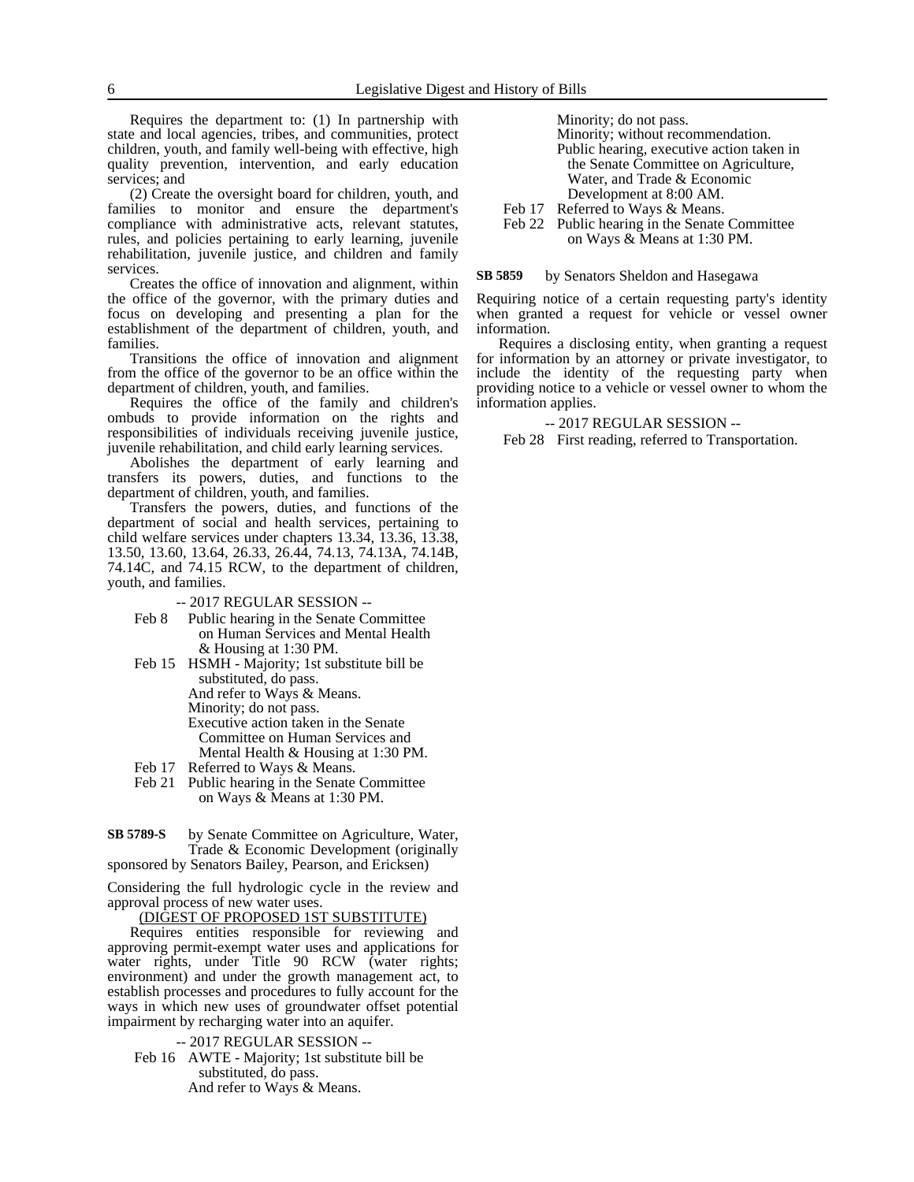Requires the department to: (1) In partnership with state and local agencies, tribes, and communities, protect children, youth, and family well-being with effective, high quality prevention, intervention, and early education services; and

(2) Create the oversight board for children, youth, and families to monitor and ensure the department's compliance with administrative acts, relevant statutes, rules, and policies pertaining to early learning, juvenile rehabilitation, juvenile justice, and children and family services.

Creates the office of innovation and alignment, within the office of the governor, with the primary duties and focus on developing and presenting a plan for the establishment of the department of children, youth, and families.

Transitions the office of innovation and alignment from the office of the governor to be an office within the department of children, youth, and families.

Requires the office of the family and children's ombuds to provide information on the rights and responsibilities of individuals receiving juvenile justice, juvenile rehabilitation, and child early learning services.

Abolishes the department of early learning and transfers its powers, duties, and functions to the department of children, youth, and families.

Transfers the powers, duties, and functions of the department of social and health services, pertaining to child welfare services under chapters 13.34, 13.36, 13.38, 13.50, 13.60, 13.64, 26.33, 26.44, 74.13, 74.13A, 74.14B, 74.14C, and 74.15 RCW, to the department of children, youth, and families.

-- 2017 REGULAR SESSION --

Feb 8 Public hearing in the Senate Committee on Human Services and Mental Health & Housing at 1:30 PM.

Feb 15 HSMH - Majority; 1st substitute bill be substituted, do pass.
And refer to Ways & Means.
Minority; do not pass.
Executive action taken in the Senate Committee on Human Services and Mental Health & Housing at 1:30 PM.

Feb 17 Referred to Ways & Means.

Feb 21 Public hearing in the Senate Committee on Ways & Means at 1:30 PM.

**SB 5789-S** by Senate Committee on Agriculture, Water, Trade & Economic Development (originally sponsored by Senators Bailey, Pearson, and Ericksen)

Considering the full hydrologic cycle in the review and approval process of new water uses.

(DIGEST OF PROPOSED 1ST SUBSTITUTE)

Requires entities responsible for reviewing and approving permit-exempt water uses and applications for water rights, under Title 90 RCW (water rights; environment) and under the growth management act, to establish processes and procedures to fully account for the ways in which new uses of groundwater offset potential impairment by recharging water into an aquifer.

-- 2017 REGULAR SESSION --

Feb 16 AWTE - Majority; 1st substitute bill be substituted, do pass.
And refer to Ways & Means.
Minority; do not pass.
Minority; without recommendation.
Public hearing, executive action taken in the Senate Committee on Agriculture, Water, and Trade & Economic Development at 8:00 AM.

Feb 17 Referred to Ways & Means.

Feb 22 Public hearing in the Senate Committee on Ways & Means at 1:30 PM.

**SB 5859** by Senators Sheldon and Hasegawa

Requiring notice of a certain requesting party's identity when granted a request for vehicle or vessel owner information.

Requires a disclosing entity, when granting a request for information by an attorney or private investigator, to include the identity of the requesting party when providing notice to a vehicle or vessel owner to whom the information applies.

-- 2017 REGULAR SESSION --

Feb 28 First reading, referred to Transportation.